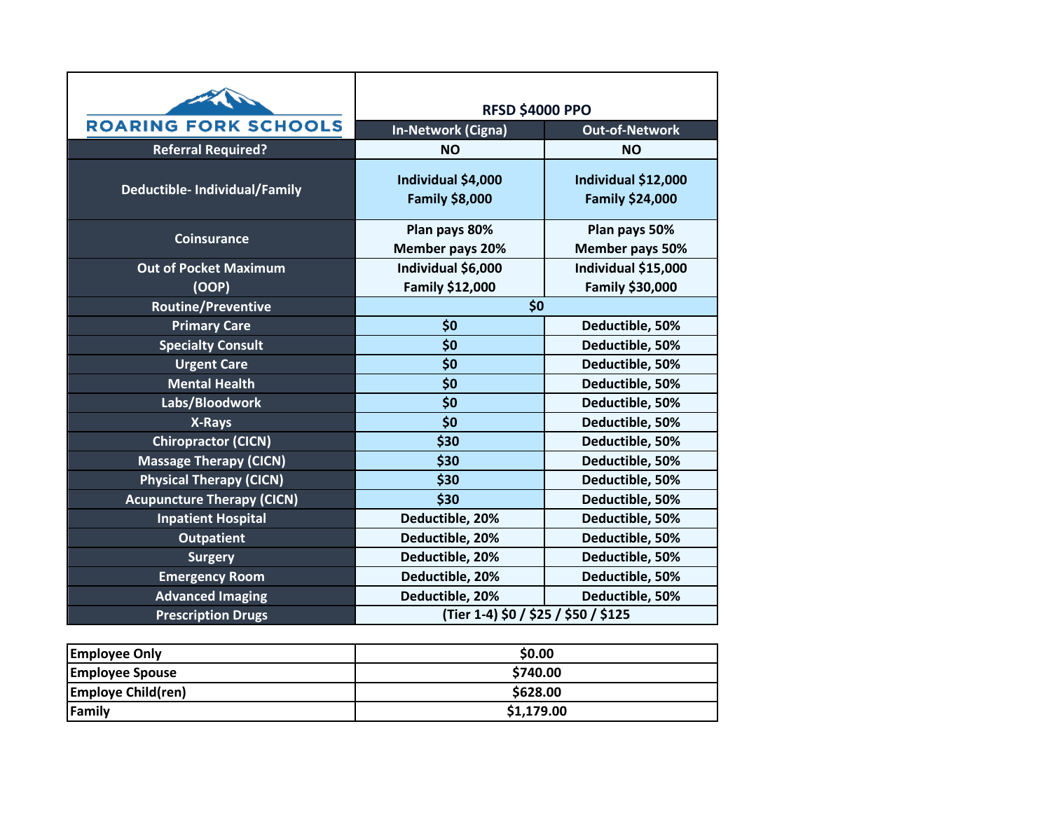| ROARING FORK SCHOOLS | RFSD $4000 PPO | |
|---|---|---|
| | In-Network (Cigna) | Out-of-Network |
| Referral Required? | NO | NO |
| Deductible- Individual/Family | Individual $4,000<br>Family $8,000 | Individual $12,000<br>Family $24,000 |
| Coinsurance | Plan pays 80%<br>Member pays 20% | Plan pays 50%<br>Member pays 50% |
| Out of Pocket Maximum (OOP) | Individual $6,000<br>Family $12,000 | Individual $15,000<br>Family $30,000 |
| Routine/Preventive | $0 | |
| Primary Care | $0 | Deductible, 50% |
| Specialty Consult | $0 | Deductible, 50% |
| Urgent Care | $0 | Deductible, 50% |
| Mental Health | $0 | Deductible, 50% |
| Labs/Bloodwork | $0 | Deductible, 50% |
| X-Rays | $0 | Deductible, 50% |
| Chiropractor (CICN) | $30 | Deductible, 50% |
| Massage Therapy (CICN) | $30 | Deductible, 50% |
| Physical Therapy (CICN) | $30 | Deductible, 50% |
| Acupuncture Therapy (CICN) | $30 | Deductible, 50% |
| Inpatient Hospital | Deductible, 20% | Deductible, 50% |
| Outpatient | Deductible, 20% | Deductible, 50% |
| Surgery | Deductible, 20% | Deductible, 50% |
| Emergency Room | Deductible, 20% | Deductible, 50% |
| Advanced Imaging | Deductible, 20% | Deductible, 50% |
| Prescription Drugs | (Tier 1-4) $0 / $25 / $50 / $125 | |

| | |
|---|---|
| Employee Only | $0.00 |
| Employee Spouse | $740.00 |
| Employe Child(ren) | $628.00 |
| Family | $1,179.00 |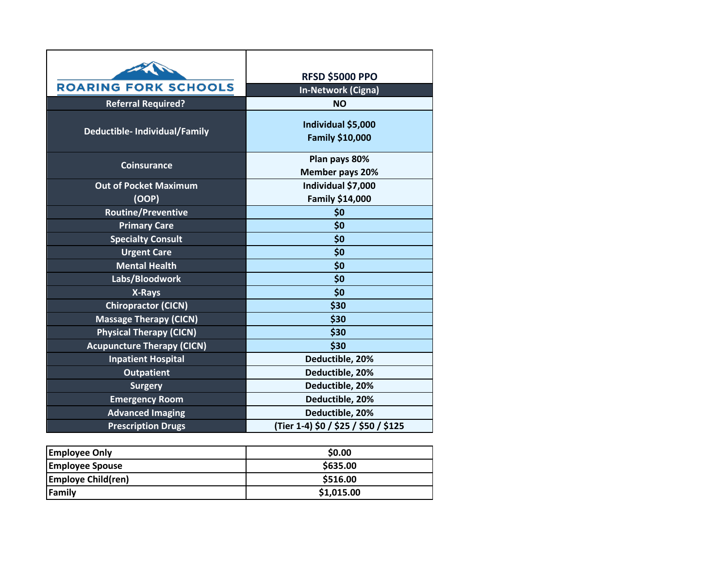| ROARING FORK SCHOOLS | RFSD $5000 PPO |
|---|---|
| | In-Network (Cigna) |
| Referral Required? | NO |
| Deductible- Individual/Family | Individual $5,000<br>Family $10,000 |
| Coinsurance | Plan pays 80%<br>Member pays 20% |
| Out of Pocket Maximum (OOP) | Individual $7,000<br>Family $14,000 |
| Routine/Preventive | $0 |
| Primary Care | $0 |
| Specialty Consult | $0 |
| Urgent Care | $0 |
| Mental Health | $0 |
| Labs/Bloodwork | $0 |
| X-Rays | $0 |
| Chiropractor (CICN) | $30 |
| Massage Therapy (CICN) | $30 |
| Physical Therapy (CICN) | $30 |
| Acupuncture Therapy (CICN) | $30 |
| Inpatient Hospital | Deductible, 20% |
| Outpatient | Deductible, 20% |
| Surgery | Deductible, 20% |
| Emergency Room | Deductible, 20% |
| Advanced Imaging | Deductible, 20% |
| Prescription Drugs | (Tier 1-4) $0 / $25 / $50 / $125 |

| Coverage | Cost |
|---|---|
| Employee Only | $0.00 |
| Employee Spouse | $635.00 |
| Employe Child(ren) | $516.00 |
| Family | $1,015.00 |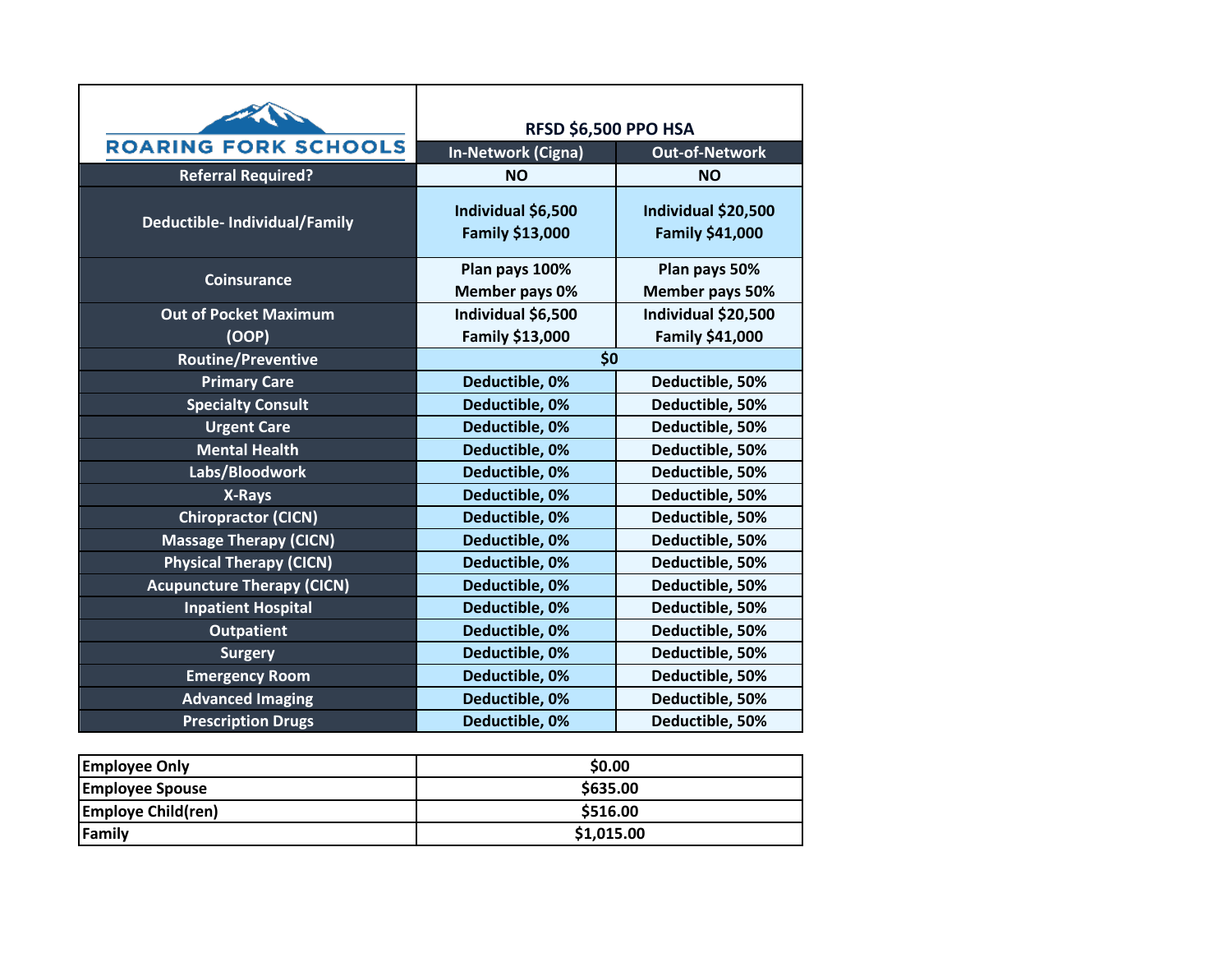| ROARING FORK SCHOOLS | RFSD $6,500 PPO HSA | |
|---|---|---|
| | In-Network (Cigna) | Out-of-Network |
| Referral Required? | NO | NO |
| Deductible- Individual/Family | Individual $6,500<br>Family $13,000 | Individual $20,500<br>Family $41,000 |
| Coinsurance | Plan pays 100%<br>Member pays 0% | Plan pays 50%<br>Member pays 50% |
| Out of Pocket Maximum (OOP) | Individual $6,500<br>Family $13,000 | Individual $20,500<br>Family $41,000 |
| Routine/Preventive | $0 | |
| Primary Care | Deductible, 0% | Deductible, 50% |
| Specialty Consult | Deductible, 0% | Deductible, 50% |
| Urgent Care | Deductible, 0% | Deductible, 50% |
| Mental Health | Deductible, 0% | Deductible, 50% |
| Labs/Bloodwork | Deductible, 0% | Deductible, 50% |
| X-Rays | Deductible, 0% | Deductible, 50% |
| Chiropractor (CICN) | Deductible, 0% | Deductible, 50% |
| Massage Therapy (CICN) | Deductible, 0% | Deductible, 50% |
| Physical Therapy (CICN) | Deductible, 0% | Deductible, 50% |
| Acupuncture Therapy (CICN) | Deductible, 0% | Deductible, 50% |
| Inpatient Hospital | Deductible, 0% | Deductible, 50% |
| Outpatient | Deductible, 0% | Deductible, 50% |
| Surgery | Deductible, 0% | Deductible, 50% |
| Emergency Room | Deductible, 0% | Deductible, 50% |
| Advanced Imaging | Deductible, 0% | Deductible, 50% |
| Prescription Drugs | Deductible, 0% | Deductible, 50% |

| Coverage Tier | Cost |
|---|---|
| Employee Only | $0.00 |
| Employee Spouse | $635.00 |
| Employe Child(ren) | $516.00 |
| Family | $1,015.00 |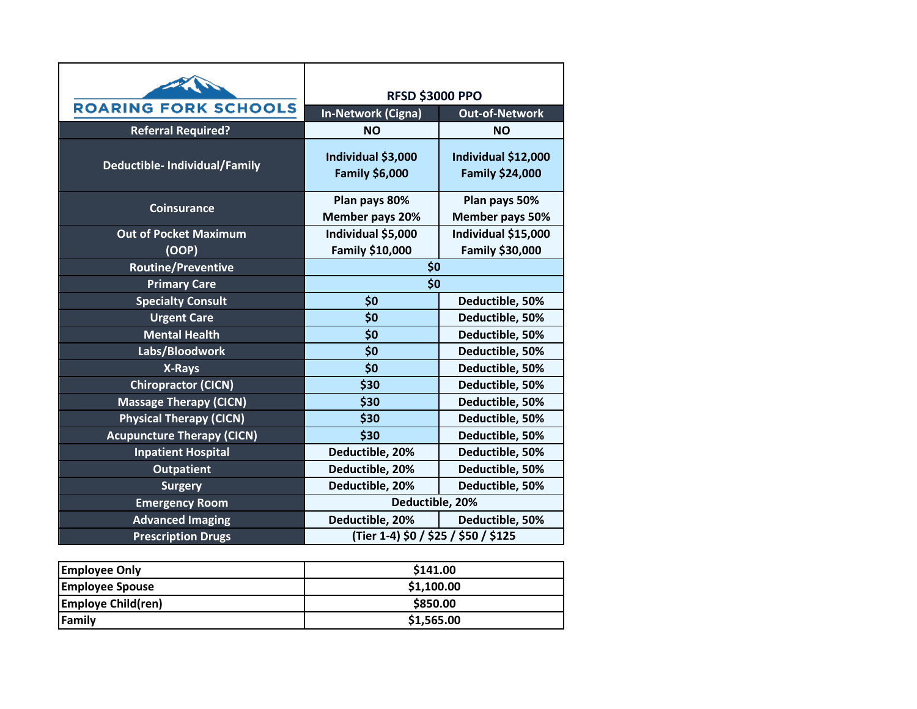| ROARING FORK SCHOOLS | RFSD $3000 PPO | |
|---|---|---|
| | In-Network (Cigna) | Out-of-Network |
| Referral Required? | NO | NO |
| Deductible- Individual/Family | Individual $3,000<br>Family $6,000 | Individual $12,000<br>Family $24,000 |
| Coinsurance | Plan pays 80%<br>Member pays 20% | Plan pays 50%<br>Member pays 50% |
| Out of Pocket Maximum (OOP) | Individual $5,000<br>Family $10,000 | Individual $15,000<br>Family $30,000 |
| Routine/Preventive | $0 | |
| Primary Care | $0 | |
| Specialty Consult | $0 | Deductible, 50% |
| Urgent Care | $0 | Deductible, 50% |
| Mental Health | $0 | Deductible, 50% |
| Labs/Bloodwork | $0 | Deductible, 50% |
| X-Rays | $0 | Deductible, 50% |
| Chiropractor (CICN) | $30 | Deductible, 50% |
| Massage Therapy (CICN) | $30 | Deductible, 50% |
| Physical Therapy (CICN) | $30 | Deductible, 50% |
| Acupuncture Therapy (CICN) | $30 | Deductible, 50% |
| Inpatient Hospital | Deductible, 20% | Deductible, 50% |
| Outpatient | Deductible, 20% | Deductible, 50% |
| Surgery | Deductible, 20% | Deductible, 50% |
| Emergency Room | Deductible, 20% | |
| Advanced Imaging | Deductible, 20% | Deductible, 50% |
| Prescription Drugs | (Tier 1-4) $0 / $25 / $50 / $125 | |

| | |
|---|---|
| Employee Only | $141.00 |
| Employee Spouse | $1,100.00 |
| Employe Child(ren) | $850.00 |
| Family | $1,565.00 |